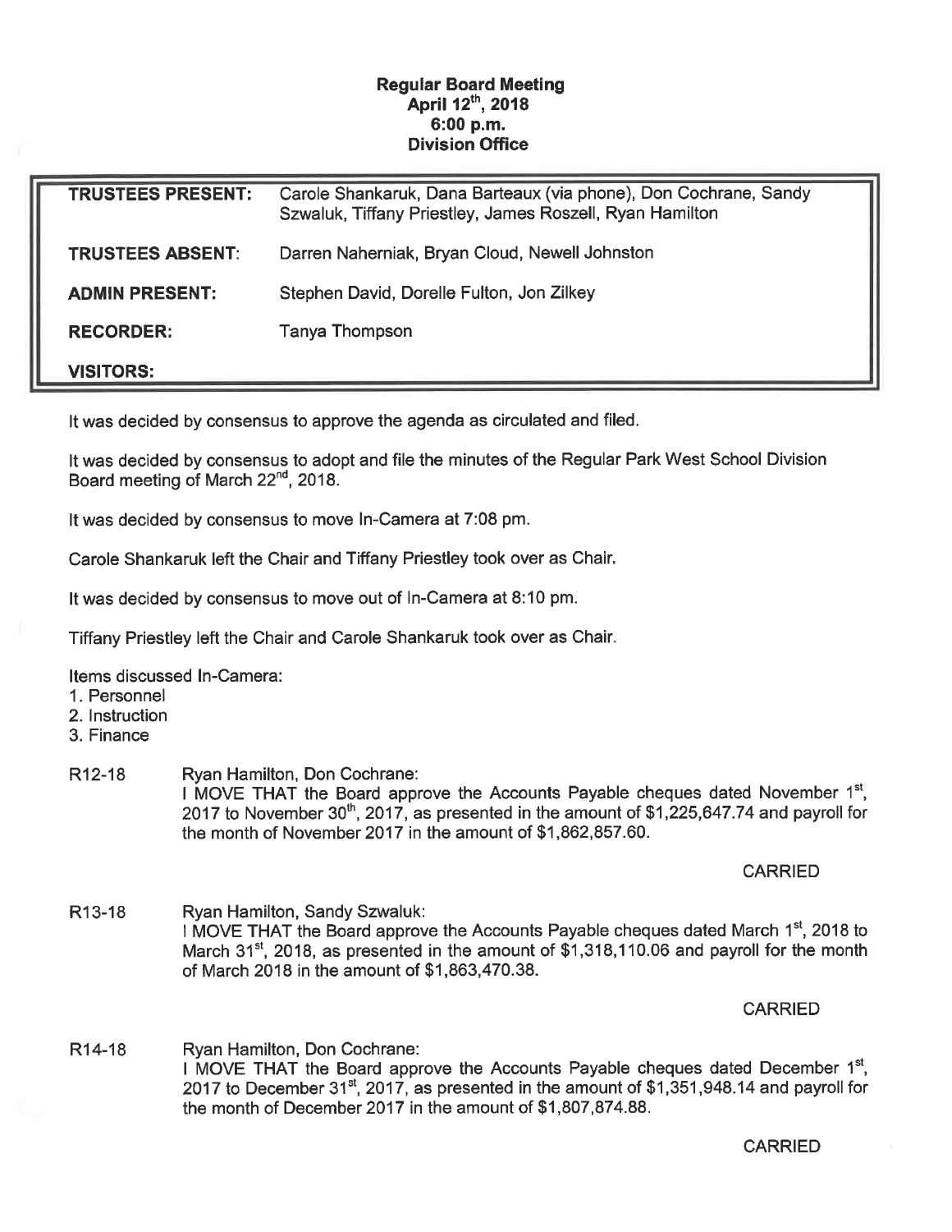**Regular Board Meeting**
**April 12th, 2018**
**6:00 p.m.**
**Division Office**

| | |
|---|---|
| **TRUSTEES PRESENT:** | Carole Shankaruk, Dana Barteaux (via phone), Don Cochrane, Sandy Szwaluk, Tiffany Priestley, James Roszell, Ryan Hamilton |
| **TRUSTEES ABSENT:** | Darren Naherniak, Bryan Cloud, Newell Johnston |
| **ADMIN PRESENT:** | Stephen David, Dorelle Fulton, Jon Zilkey |
| **RECORDER:** | Tanya Thompson |
| **VISITORS:** | |

It was decided by consensus to approve the agenda as circulated and filed.

It was decided by consensus to adopt and file the minutes of the Regular Park West School Division Board meeting of March 22nd, 2018.

It was decided by consensus to move In-Camera at 7:08 pm.

Carole Shankaruk left the Chair and Tiffany Priestley took over as Chair.

It was decided by consensus to move out of In-Camera at 8:10 pm.

Tiffany Priestley left the Chair and Carole Shankaruk took over as Chair.

Items discussed In-Camera:
1. Personnel
2. Instruction
3. Finance

R12-18 Ryan Hamilton, Don Cochrane:
I MOVE THAT the Board approve the Accounts Payable cheques dated November 1st, 2017 to November 30th, 2017, as presented in the amount of $1,225,647.74 and payroll for the month of November 2017 in the amount of $1,862,857.60.

CARRIED

R13-18 Ryan Hamilton, Sandy Szwaluk:
I MOVE THAT the Board approve the Accounts Payable cheques dated March 1st, 2018 to March 31st, 2018, as presented in the amount of $1,318,110.06 and payroll for the month of March 2018 in the amount of $1,863,470.38.

CARRIED

R14-18 Ryan Hamilton, Don Cochrane:
I MOVE THAT the Board approve the Accounts Payable cheques dated December 1st, 2017 to December 31st, 2017, as presented in the amount of $1,351,948.14 and payroll for the month of December 2017 in the amount of $1,807,874.88.

CARRIED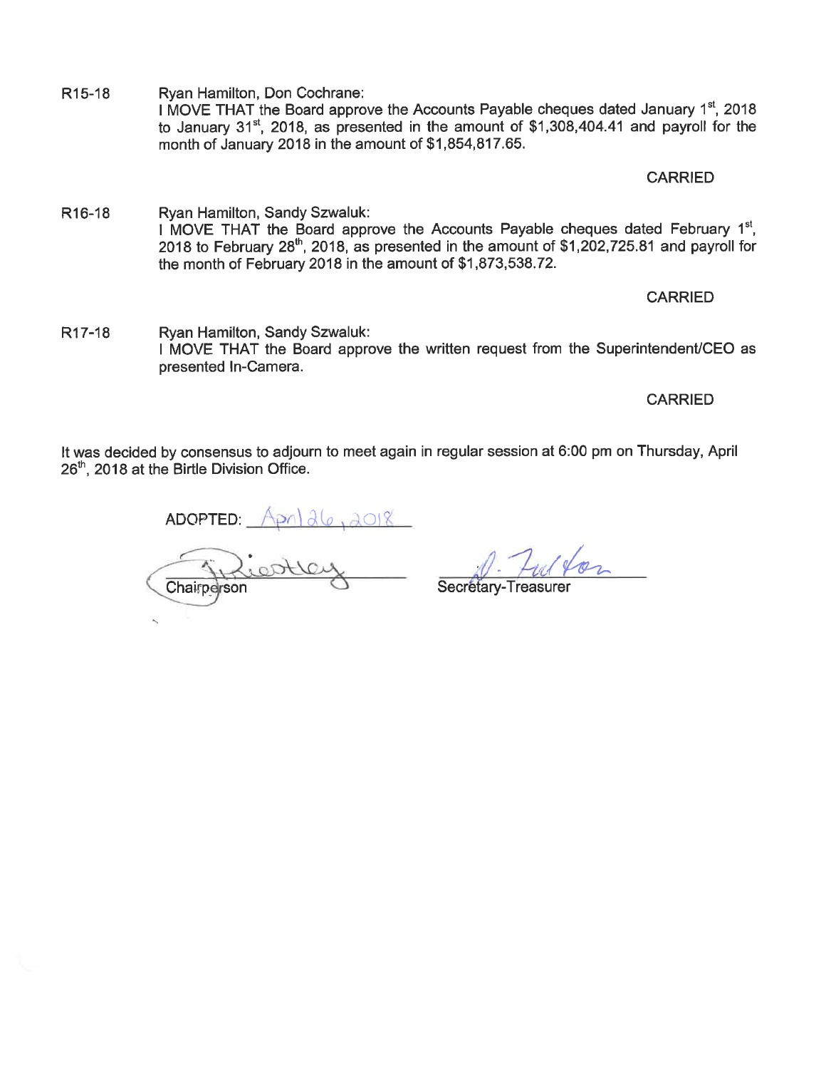R15-18 Ryan Hamilton, Don Cochrane:
I MOVE THAT the Board approve the Accounts Payable cheques dated January 1st, 2018 to January 31st, 2018, as presented in the amount of $1,308,404.41 and payroll for the month of January 2018 in the amount of $1,854,817.65.

CARRIED

R16-18 Ryan Hamilton, Sandy Szwaluk:
I MOVE THAT the Board approve the Accounts Payable cheques dated February 1st, 2018 to February 28th, 2018, as presented in the amount of $1,202,725.81 and payroll for the month of February 2018 in the amount of $1,873,538.72.

CARRIED

R17-18 Ryan Hamilton, Sandy Szwaluk:
I MOVE THAT the Board approve the written request from the Superintendent/CEO as presented In-Camera.

CARRIED

It was decided by consensus to adjourn to meet again in regular session at 6:00 pm on Thursday, April 26th, 2018 at the Birtle Division Office.

ADOPTED: April 26, 2018

Chairperson

Secretary-Treasurer